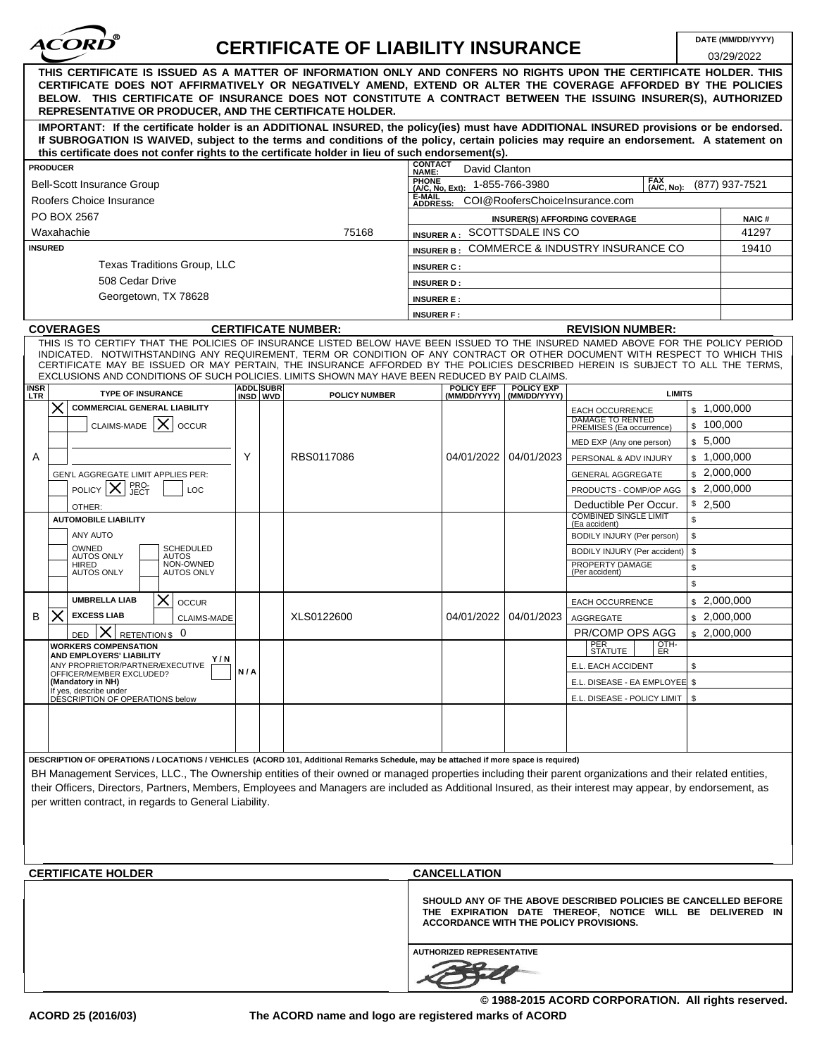# ACORD® CERTIFICATE OF LIABILITY INSURANCE

**DATE (MM/DD/YYYY):** 03/29/2022

**THIS CERTIFICATE IS ISSUED AS A MATTER OF INFORMATION ONLY AND CONFERS NO RIGHTS UPON THE CERTIFICATE HOLDER. THIS CERTIFICATE DOES NOT AFFIRMATIVELY OR NEGATIVELY AMEND, EXTEND OR ALTER THE COVERAGE AFFORDED BY THE POLICIES BELOW. THIS CERTIFICATE OF INSURANCE DOES NOT CONSTITUTE A CONTRACT BETWEEN THE ISSUING INSURER(S), AUTHORIZED REPRESENTATIVE OR PRODUCER, AND THE CERTIFICATE HOLDER.**

**IMPORTANT: If the certificate holder is an ADDITIONAL INSURED, the policy(ies) must have ADDITIONAL INSURED provisions or be endorsed. If SUBROGATION IS WAIVED, subject to the terms and conditions of the policy, certain policies may require an endorsement. A statement on this certificate does not confer rights to the certificate holder in lieu of such endorsement(s).**

| PRODUCER | |
|---|---|
| Bell-Scott Insurance Group<br>Roofers Choice Insurance<br>PO BOX 2567<br>Waxahachie 75168 | CONTACT NAME: David Clanton<br>PHONE (A/C, No, Ext): 1-855-766-3980 FAX (A/C, No): (877) 937-7521<br>E-MAIL ADDRESS: COI@RoofersChoiceInsurance.com |

| INSURED | INSURER(S) AFFORDING COVERAGE | NAIC # |
|---|---|---|
| Texas Traditions Group, LLC<br>508 Cedar Drive<br>Georgetown, TX 78628 | INSURER A: SCOTTSDALE INS CO | 41297 |
| | INSURER B: COMMERCE & INDUSTRY INSURANCE CO | 19410 |
| | INSURER C: | |
| | INSURER D: | |
| | INSURER E: | |
| | INSURER F: | |

## COVERAGES

**CERTIFICATE NUMBER:** **REVISION NUMBER:**

THIS IS TO CERTIFY THAT THE POLICIES OF INSURANCE LISTED BELOW HAVE BEEN ISSUED TO THE INSURED NAMED ABOVE FOR THE POLICY PERIOD INDICATED. NOTWITHSTANDING ANY REQUIREMENT, TERM OR CONDITION OF ANY CONTRACT OR OTHER DOCUMENT WITH RESPECT TO WHICH THIS CERTIFICATE MAY BE ISSUED OR MAY PERTAIN, THE INSURANCE AFFORDED BY THE POLICIES DESCRIBED HEREIN IS SUBJECT TO ALL THE TERMS, EXCLUSIONS AND CONDITIONS OF SUCH POLICIES. LIMITS SHOWN MAY HAVE BEEN REDUCED BY PAID CLAIMS.

| INSR LTR | TYPE OF INSURANCE | ADDL INSD | SUBR WVD | POLICY NUMBER | POLICY EFF (MM/DD/YYYY) | POLICY EXP (MM/DD/YYYY) | LIMITS | |
|---|---|---|---|---|---|---|---|---|
| A | X COMMERCIAL GENERAL LIABILITY<br>CLAIMS-MADE [X] OCCUR<br>GEN'L AGGREGATE LIMIT APPLIES PER: POLICY [X] PRO-JECT [ ] LOC [ ]<br>OTHER: | Y | | RBS0117086 | 04/01/2022 | 04/01/2023 | EACH OCCURRENCE | $ 1,000,000 |
| | | | | | | | DAMAGE TO RENTED PREMISES (Ea occurrence) | $ 100,000 |
| | | | | | | | MED EXP (Any one person) | $ 5,000 |
| | | | | | | | PERSONAL & ADV INJURY | $ 1,000,000 |
| | | | | | | | GENERAL AGGREGATE | $ 2,000,000 |
| | | | | | | | PRODUCTS - COMP/OP AGG | $ 2,000,000 |
| | | | | | | | Deductible Per Occur. | $ 2,500 |
| | AUTOMOBILE LIABILITY<br>ANY AUTO<br>OWNED AUTOS ONLY / SCHEDULED AUTOS<br>HIRED AUTOS ONLY / NON-OWNED AUTOS ONLY | | | | | | COMBINED SINGLE LIMIT (Ea accident) | $ |
| | | | | | | | BODILY INJURY (Per person) | $ |
| | | | | | | | BODILY INJURY (Per accident) | $ |
| | | | | | | | PROPERTY DAMAGE (Per accident) | $ |
| | | | | | | | | $ |
| B | UMBRELLA LIAB [X] OCCUR<br>X EXCESS LIAB CLAIMS-MADE<br>DED [X] RETENTION $ 0 | | | XLS0122600 | 04/01/2022 | 04/01/2023 | EACH OCCURRENCE | $ 2,000,000 |
| | | | | | | | AGGREGATE | $ 2,000,000 |
| | | | | | | | PR/COMP OPS AGG | $ 2,000,000 |
| | WORKERS COMPENSATION AND EMPLOYERS' LIABILITY Y/N<br>ANY PROPRIETOR/PARTNER/EXECUTIVE OFFICER/MEMBER EXCLUDED? (Mandatory in NH)<br>If yes, describe under DESCRIPTION OF OPERATIONS below | N/A | | | | | PER STATUTE / OTH-ER | |
| | | | | | | | E.L. EACH ACCIDENT | $ |
| | | | | | | | E.L. DISEASE - EA EMPLOYEE | $ |
| | | | | | | | E.L. DISEASE - POLICY LIMIT | $ |

**DESCRIPTION OF OPERATIONS / LOCATIONS / VEHICLES (ACORD 101, Additional Remarks Schedule, may be attached if more space is required)**

BH Management Services, LLC., The Ownership entities of their owned or managed properties including their parent organizations and their related entities, their Officers, Directors, Partners, Members, Employees and Managers are included as Additional Insured, as their interest may appear, by endorsement, as per written contract, in regards to General Liability.

| CERTIFICATE HOLDER | CANCELLATION |
|---|---|
| | **SHOULD ANY OF THE ABOVE DESCRIBED POLICIES BE CANCELLED BEFORE THE EXPIRATION DATE THEREOF, NOTICE WILL BE DELIVERED IN ACCORDANCE WITH THE POLICY PROVISIONS.** |
| | AUTHORIZED REPRESENTATIVE |

**© 1988-2015 ACORD CORPORATION. All rights reserved.**

ACORD 25 (2016/03) — The ACORD name and logo are registered marks of ACORD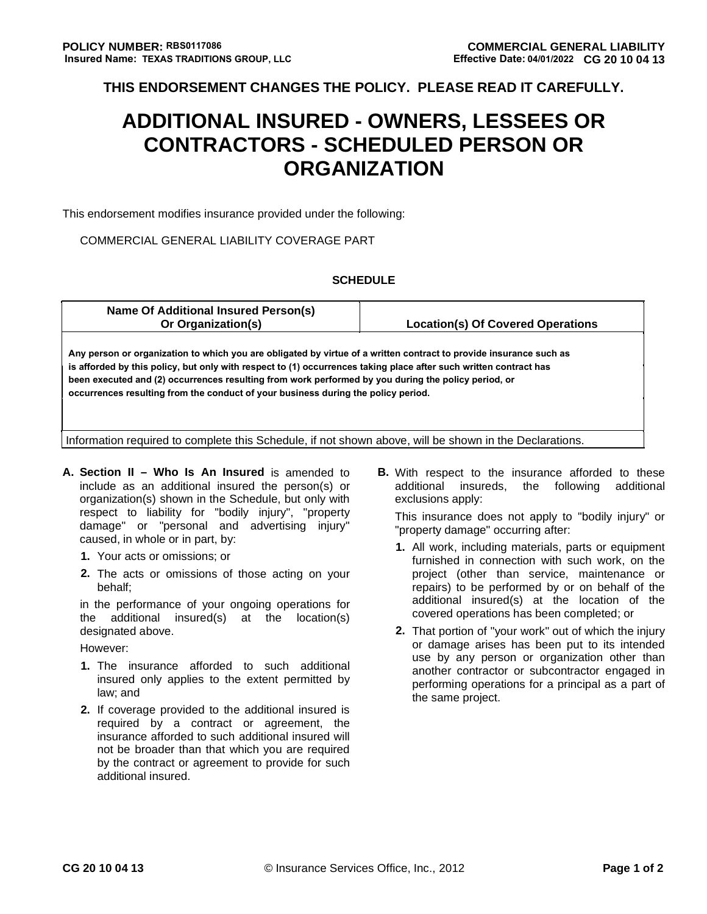POLICY NUMBER: RBS0117086
Insured Name: TEXAS TRADITIONS GROUP, LLC

COMMERCIAL GENERAL LIABILITY
Effective Date: 04/01/2022 CG 20 10 04 13

**THIS ENDORSEMENT CHANGES THE POLICY. PLEASE READ IT CAREFULLY.**

# ADDITIONAL INSURED - OWNERS, LESSEES OR CONTRACTORS - SCHEDULED PERSON OR ORGANIZATION

This endorsement modifies insurance provided under the following:

COMMERCIAL GENERAL LIABILITY COVERAGE PART

**SCHEDULE**

| Name Of Additional Insured Person(s) Or Organization(s) | Location(s) Of Covered Operations |
|---|---|
| Any person or organization to which you are obligated by virtue of a written contract to provide insurance such as is afforded by this policy, but only with respect to (1) occurrences taking place after such written contract has been executed and (2) occurrences resulting from work performed by you during the policy period, or occurrences resulting from the conduct of your business during the policy period. | |

Information required to complete this Schedule, if not shown above, will be shown in the Declarations.

**A. Section II – Who Is An Insured** is amended to include as an additional insured the person(s) or organization(s) shown in the Schedule, but only with respect to liability for "bodily injury", "property damage" or "personal and advertising injury" caused, in whole or in part, by:

1. Your acts or omissions; or
2. The acts or omissions of those acting on your behalf;

in the performance of your ongoing operations for the additional insured(s) at the location(s) designated above.

However:

1. The insurance afforded to such additional insured only applies to the extent permitted by law; and
2. If coverage provided to the additional insured is required by a contract or agreement, the insurance afforded to such additional insured will not be broader than that which you are required by the contract or agreement to provide for such additional insured.

**B.** With respect to the insurance afforded to these additional insureds, the following additional exclusions apply:

This insurance does not apply to "bodily injury" or "property damage" occurring after:

1. All work, including materials, parts or equipment furnished in connection with such work, on the project (other than service, maintenance or repairs) to be performed by or on behalf of the additional insured(s) at the location of the covered operations has been completed; or
2. That portion of "your work" out of which the injury or damage arises has been put to its intended use by any person or organization other than another contractor or subcontractor engaged in performing operations for a principal as a part of the same project.

CG 20 10 04 13 © Insurance Services Office, Inc., 2012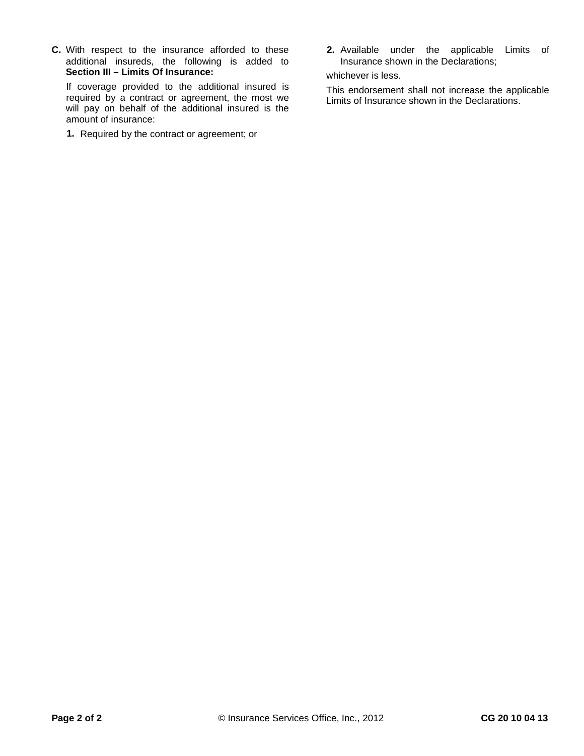**C.** With respect to the insurance afforded to these additional insureds, the following is added to **Section III – Limits Of Insurance:**

If coverage provided to the additional insured is required by a contract or agreement, the most we will pay on behalf of the additional insured is the amount of insurance:

**1.** Required by the contract or agreement; or

**2.** Available under the applicable Limits of Insurance shown in the Declarations;

whichever is less.

This endorsement shall not increase the applicable Limits of Insurance shown in the Declarations.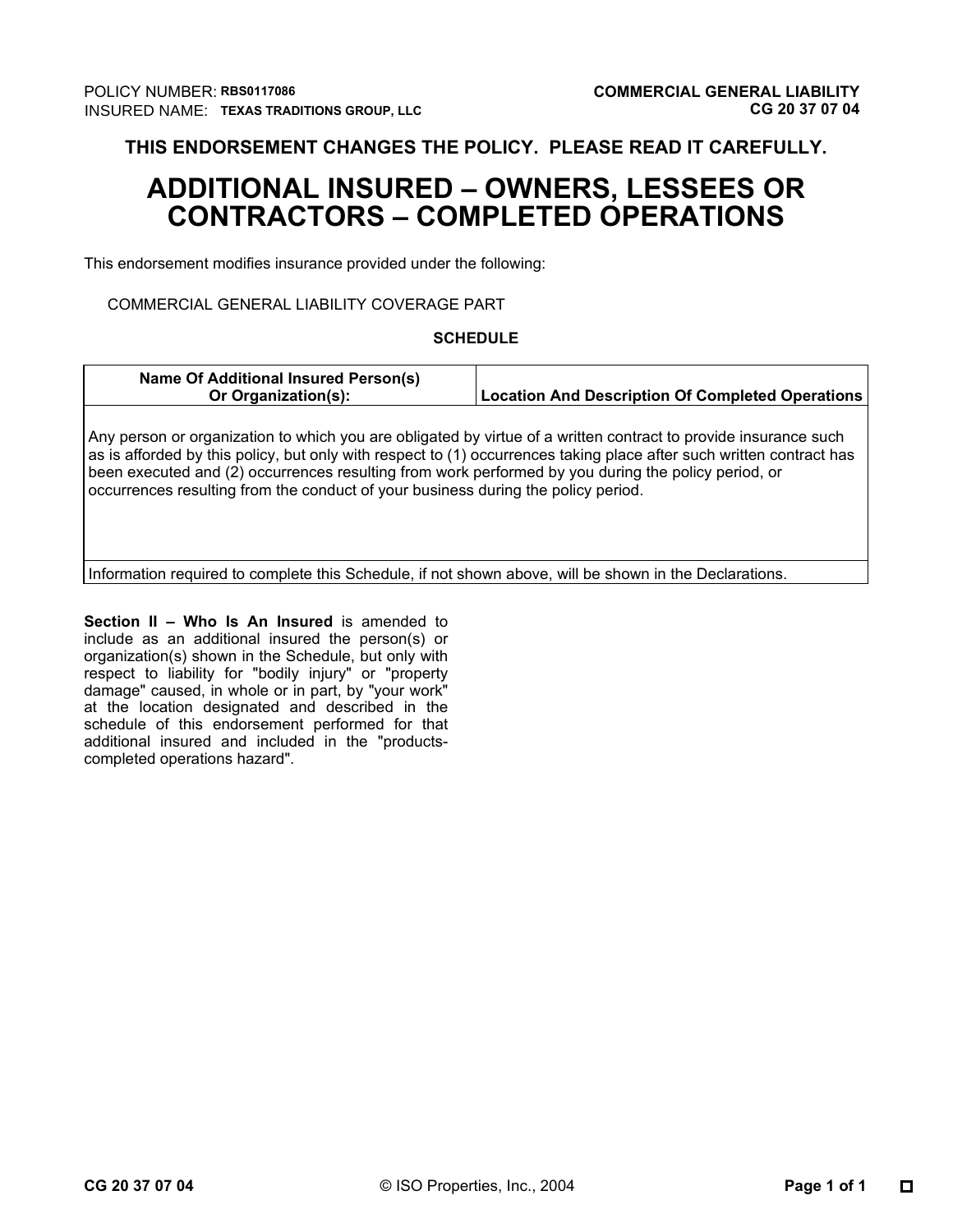POLICY NUMBER: RBS0117086
INSURED NAME: TEXAS TRADITIONS GROUP, LLC

COMMERCIAL GENERAL LIABILITY
CG 20 37 07 04

**THIS ENDORSEMENT CHANGES THE POLICY. PLEASE READ IT CAREFULLY.**

# ADDITIONAL INSURED – OWNERS, LESSEES OR CONTRACTORS – COMPLETED OPERATIONS

This endorsement modifies insurance provided under the following:

COMMERCIAL GENERAL LIABILITY COVERAGE PART

**SCHEDULE**

| Name Of Additional Insured Person(s) Or Organization(s): | Location And Description Of Completed Operations |
|---|---|
| Any person or organization to which you are obligated by virtue of a written contract to provide insurance such as is afforded by this policy, but only with respect to (1) occurrences taking place after such written contract has been executed and (2) occurrences resulting from work performed by you during the policy period, or occurrences resulting from the conduct of your business during the policy period. | |
| Information required to complete this Schedule, if not shown above, will be shown in the Declarations. | |

**Section II – Who Is An Insured** is amended to include as an additional insured the person(s) or organization(s) shown in the Schedule, but only with respect to liability for "bodily injury" or "property damage" caused, in whole or in part, by "your work" at the location designated and described in the schedule of this endorsement performed for that additional insured and included in the "products-completed operations hazard".

CG 20 37 07 04 © ISO Properties, Inc., 2004